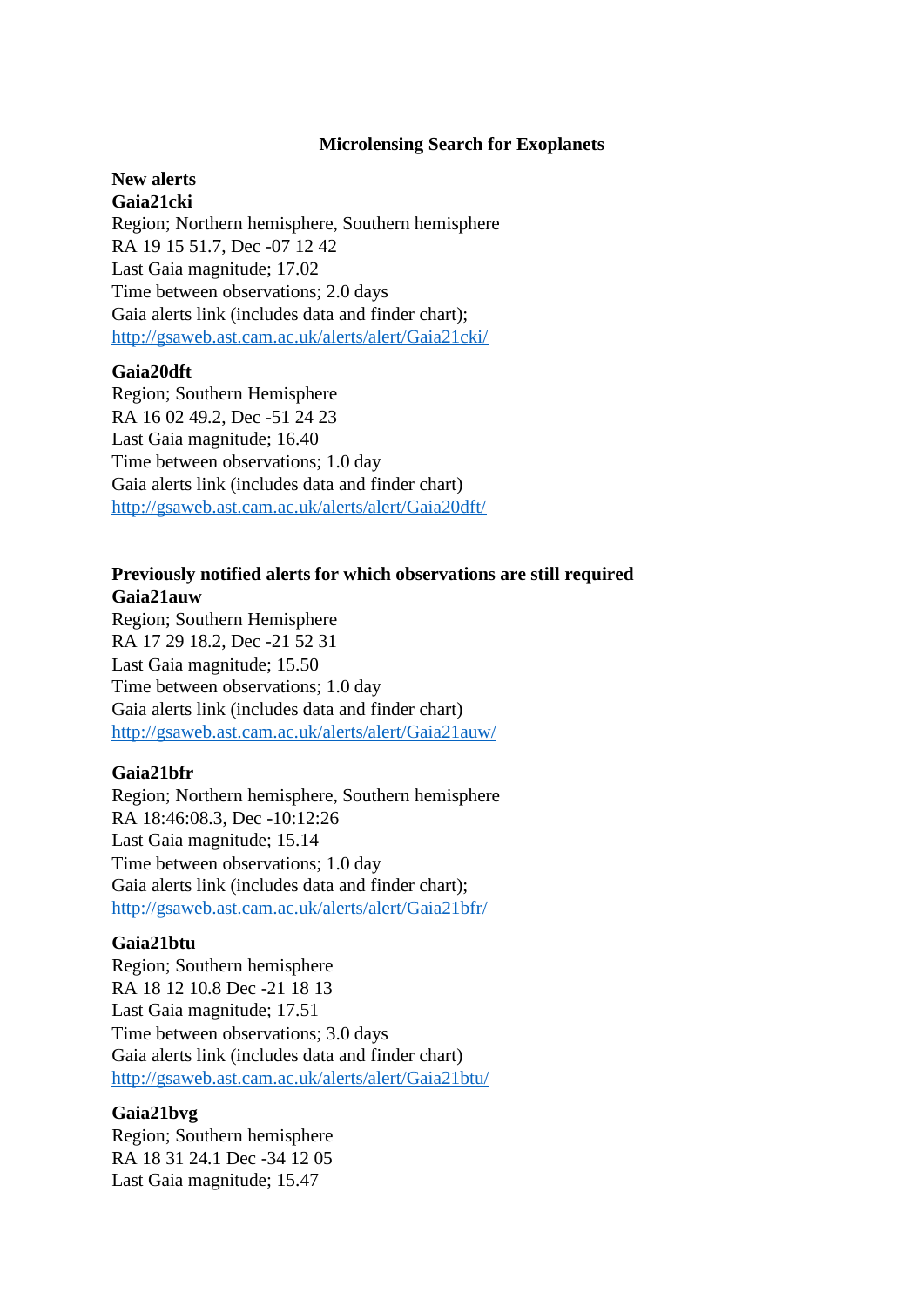# Microlensing Search for Exoplanets

**New alerts**

**Gaia21cki**

Region; Northern hemisphere, Southern hemisphere
RA 19 15 51.7, Dec -07 12 42
Last Gaia magnitude; 17.02
Time between observations; 2.0 days
Gaia alerts link (includes data and finder chart);
http://gsaweb.ast.cam.ac.uk/alerts/alert/Gaia21cki/

**Gaia20dft**

Region; Southern Hemisphere
RA 16 02 49.2, Dec -51 24 23
Last Gaia magnitude; 16.40
Time between observations; 1.0 day
Gaia alerts link (includes data and finder chart)
http://gsaweb.ast.cam.ac.uk/alerts/alert/Gaia20dft/

**Previously notified alerts for which observations are still required**

**Gaia21auw**

Region; Southern Hemisphere
RA 17 29 18.2, Dec -21 52 31
Last Gaia magnitude; 15.50
Time between observations; 1.0 day
Gaia alerts link (includes data and finder chart)
http://gsaweb.ast.cam.ac.uk/alerts/alert/Gaia21auw/

**Gaia21bfr**

Region; Northern hemisphere, Southern hemisphere
RA 18:46:08.3, Dec -10:12:26
Last Gaia magnitude; 15.14
Time between observations; 1.0 day
Gaia alerts link (includes data and finder chart);
http://gsaweb.ast.cam.ac.uk/alerts/alert/Gaia21bfr/

**Gaia21btu**

Region; Southern hemisphere
RA 18 12 10.8 Dec -21 18 13
Last Gaia magnitude; 17.51
Time between observations; 3.0 days
Gaia alerts link (includes data and finder chart)
http://gsaweb.ast.cam.ac.uk/alerts/alert/Gaia21btu/

**Gaia21bvg**

Region; Southern hemisphere
RA 18 31 24.1 Dec -34 12 05
Last Gaia magnitude; 15.47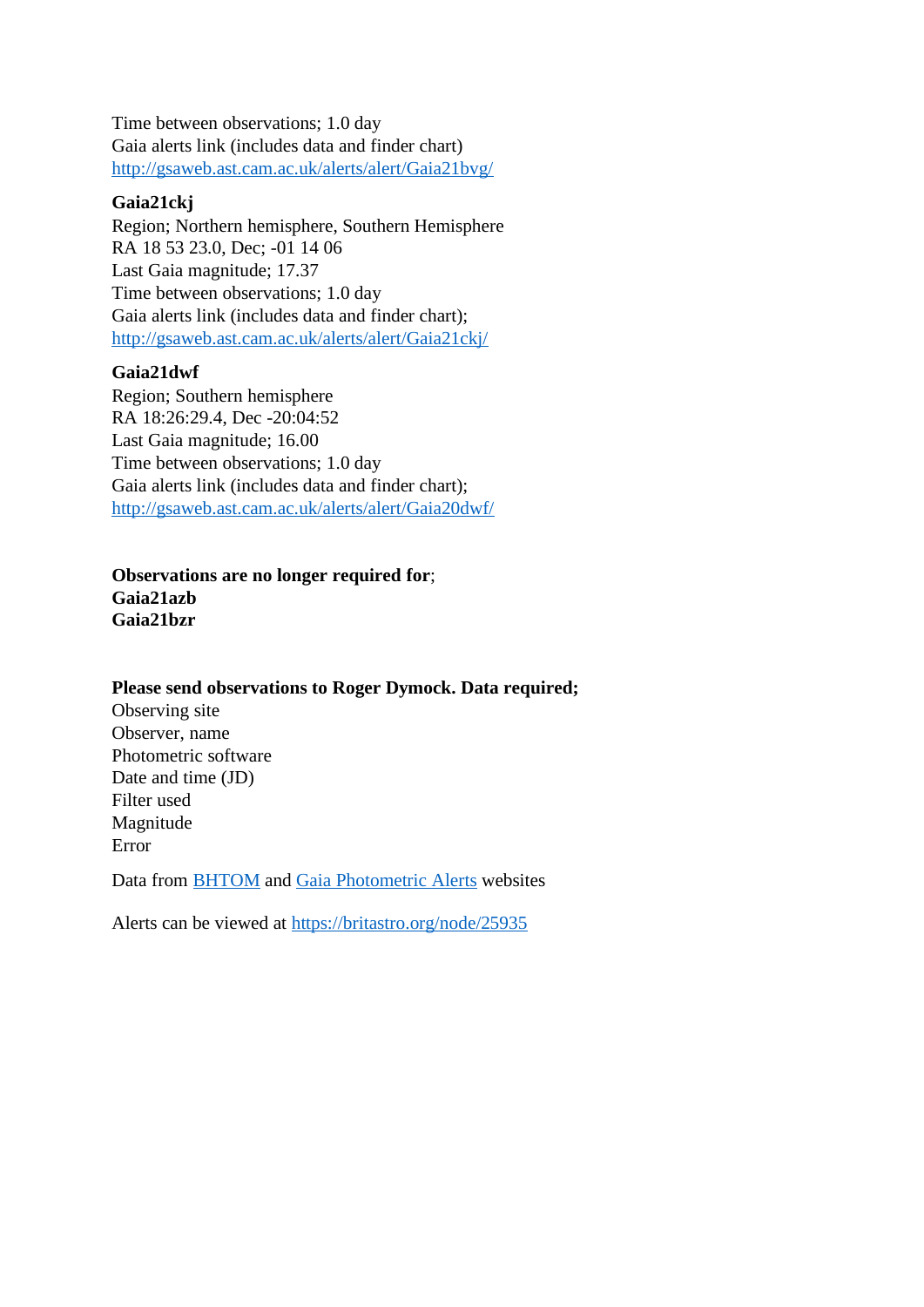Time between observations; 1.0 day
Gaia alerts link (includes data and finder chart)
http://gsaweb.ast.cam.ac.uk/alerts/alert/Gaia21bvg/

**Gaia21ckj**
Region; Northern hemisphere, Southern Hemisphere
RA 18 53 23.0, Dec; -01 14 06
Last Gaia magnitude; 17.37
Time between observations; 1.0 day
Gaia alerts link (includes data and finder chart);
http://gsaweb.ast.cam.ac.uk/alerts/alert/Gaia21ckj/

**Gaia21dwf**
Region; Southern hemisphere
RA 18:26:29.4, Dec -20:04:52
Last Gaia magnitude; 16.00
Time between observations; 1.0 day
Gaia alerts link (includes data and finder chart);
http://gsaweb.ast.cam.ac.uk/alerts/alert/Gaia20dwf/

**Observations are no longer required for**;
**Gaia21azb**
**Gaia21bzr**

**Please send observations to Roger Dymock. Data required;**
Observing site
Observer, name
Photometric software
Date and time (JD)
Filter used
Magnitude
Error

Data from BHTOM and Gaia Photometric Alerts websites

Alerts can be viewed at https://britastro.org/node/25935